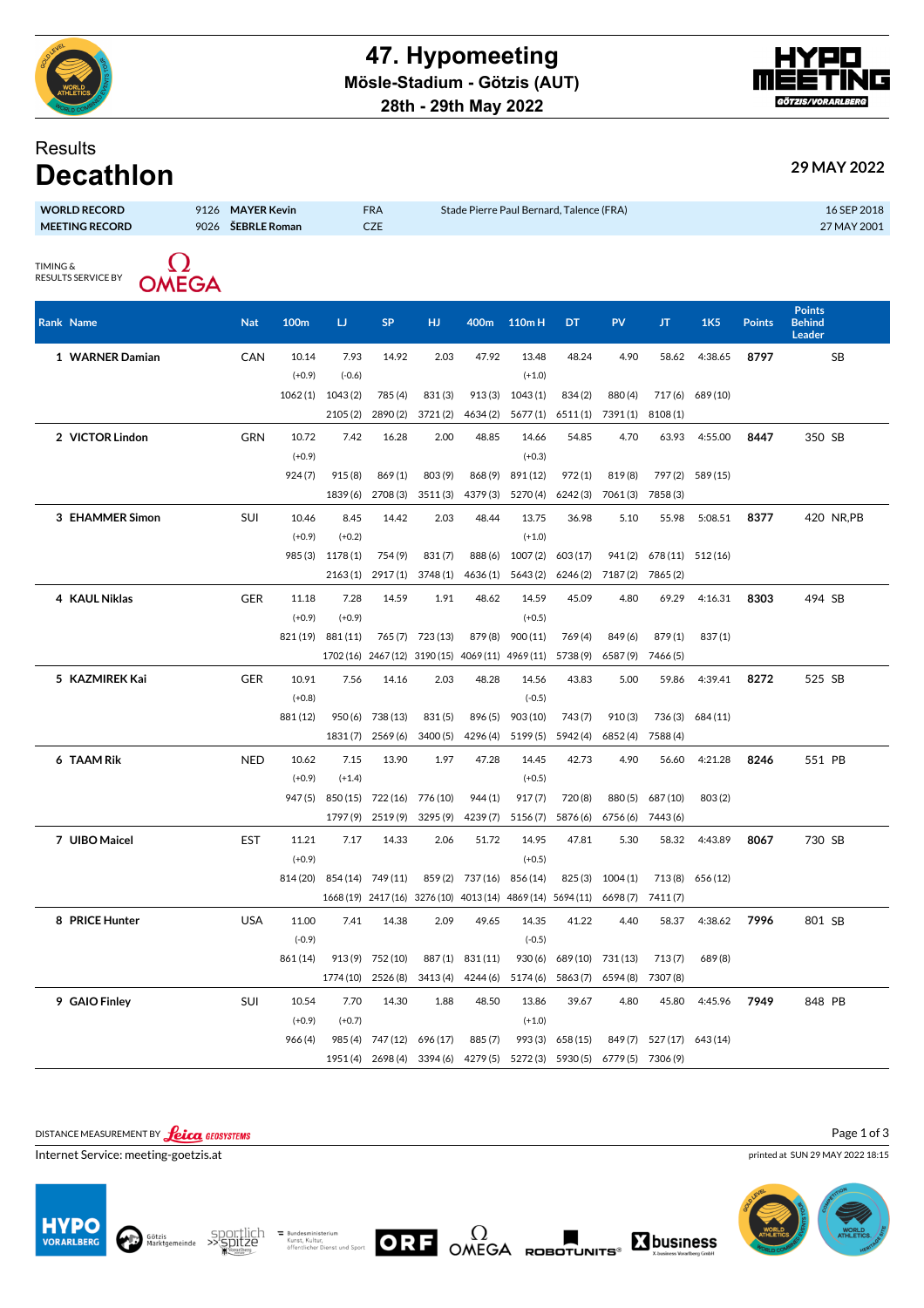# 47. Hypomeeting

**Mösle-Stadium - Götzis (AUT)**

**28th - 29th May 2022**

## Results

# Decathlon

**29 MAY 2022**

| | | | | | |
|---|---|---|---|---|---|
| **WORLD RECORD** | 9126 | **MAYER Kevin** | FRA | Stade Pierre Paul Bernard, Talence (FRA) | 16 SEP 2018 |
| **MEETING RECORD** | 9026 | **ŠEBRLE Roman** | CZE | | 27 MAY 2001 |

TIMING & RESULTS SERVICE BY OMEGA

| Rank | Name | Nat | 100m | LJ | SP | HJ | 400m | 110m H | DT | PV | JT | 1K5 | Points | Points Behind Leader | |
|---|---|---|---|---|---|---|---|---|---|---|---|---|---|---|---|
| 1 | **WARNER Damian** | CAN | 10.14 | 7.93 | 14.92 | 2.03 | 47.92 | 13.48 | 48.24 | 4.90 | 58.62 | 4:38.65 | **8797** | | SB |
| | | | (+0.9) | (-0.6) | | | | (+1.0) | | | | | | | |
| | | | 1062 (1) | 1043 (2) | 785 (4) | 831 (3) | 913 (3) | 1043 (1) | 834 (2) | 880 (4) | 717 (6) | 689 (10) | | | |
| | | | | 2105 (2) | 2890 (2) | 3721 (2) | 4634 (2) | 5677 (1) | 6511 (1) | 7391 (1) | 8108 (1) | | | | |
| 2 | **VICTOR Lindon** | GRN | 10.72 | 7.42 | 16.28 | 2.00 | 48.85 | 14.66 | 54.85 | 4.70 | 63.93 | 4:55.00 | **8447** | 350 | SB |
| | | | (+0.9) | | | | | (+0.3) | | | | | | | |
| | | | 924 (7) | 915 (8) | 869 (1) | 803 (9) | 868 (9) | 891 (12) | 972 (1) | 819 (8) | 797 (2) | 589 (15) | | | |
| | | | | 1839 (6) | 2708 (3) | 3511 (3) | 4379 (3) | 5270 (4) | 6242 (3) | 7061 (3) | 7858 (3) | | | | |
| 3 | **EHAMMER Simon** | SUI | 10.46 | 8.45 | 14.42 | 2.03 | 48.44 | 13.75 | 36.98 | 5.10 | 55.98 | 5:08.51 | **8377** | 420 | NR,PB |
| | | | (+0.9) | (+0.2) | | | | (+1.0) | | | | | | | |
| | | | 985 (3) | 1178 (1) | 754 (9) | 831 (7) | 888 (6) | 1007 (2) | 603 (17) | 941 (2) | 678 (11) | 512 (16) | | | |
| | | | | 2163 (1) | 2917 (1) | 3748 (1) | 4636 (1) | 5643 (2) | 6246 (2) | 7187 (2) | 7865 (2) | | | | |
| 4 | **KAUL Niklas** | GER | 11.18 | 7.28 | 14.59 | 1.91 | 48.62 | 14.59 | 45.09 | 4.80 | 69.29 | 4:16.31 | **8303** | 494 | SB |
| | | | (+0.9) | (+0.9) | | | | (+0.5) | | | | | | | |
| | | | 821 (19) | 881 (11) | 765 (7) | 723 (13) | 879 (8) | 900 (11) | 769 (4) | 849 (6) | 879 (1) | 837 (1) | | | |
| | | | | 1702 (16) | 2467 (12) | 3190 (15) | 4069 (11) | 4969 (11) | 5738 (9) | 6587 (9) | 7466 (5) | | | | |
| 5 | **KAZMIREK Kai** | GER | 10.91 | 7.56 | 14.16 | 2.03 | 48.28 | 14.56 | 43.83 | 5.00 | 59.86 | 4:39.41 | **8272** | 525 | SB |
| | | | (+0.8) | | | | | (-0.5) | | | | | | | |
| | | | 881 (12) | 950 (6) | 738 (13) | 831 (5) | 896 (5) | 903 (10) | 743 (7) | 910 (3) | 736 (3) | 684 (11) | | | |
| | | | | 1831 (7) | 2569 (6) | 3400 (5) | 4296 (4) | 5199 (5) | 5942 (4) | 6852 (4) | 7588 (4) | | | | |
| 6 | **TAAM Rik** | NED | 10.62 | 7.15 | 13.90 | 1.97 | 47.28 | 14.45 | 42.73 | 4.90 | 56.60 | 4:21.28 | **8246** | 551 | PB |
| | | | (+0.9) | (+1.4) | | | | (+0.5) | | | | | | | |
| | | | 947 (5) | 850 (15) | 722 (16) | 776 (10) | 944 (1) | 917 (7) | 720 (8) | 880 (5) | 687 (10) | 803 (2) | | | |
| | | | | 1797 (9) | 2519 (9) | 3295 (9) | 4239 (7) | 5156 (7) | 5876 (6) | 6756 (6) | 7443 (6) | | | | |
| 7 | **UIBO Maicel** | EST | 11.21 | 7.17 | 14.33 | 2.06 | 51.72 | 14.95 | 47.81 | 5.30 | 58.32 | 4:43.89 | **8067** | 730 | SB |
| | | | (+0.9) | | | | | (+0.5) | | | | | | | |
| | | | 814 (20) | 854 (14) | 749 (11) | 859 (2) | 737 (16) | 856 (14) | 825 (3) | 1004 (1) | 713 (8) | 656 (12) | | | |
| | | | | 1668 (19) | 2417 (16) | 3276 (10) | 4013 (14) | 4869 (14) | 5694 (11) | 6698 (7) | 7411 (7) | | | | |
| 8 | **PRICE Hunter** | USA | 11.00 | 7.41 | 14.38 | 2.09 | 49.65 | 14.35 | 41.22 | 4.40 | 58.37 | 4:38.62 | **7996** | 801 | SB |
| | | | (-0.9) | | | | | (-0.5) | | | | | | | |
| | | | 861 (14) | 913 (9) | 752 (10) | 887 (1) | 831 (11) | 930 (6) | 689 (10) | 731 (13) | 713 (7) | 689 (8) | | | |
| | | | | 1774 (10) | 2526 (8) | 3413 (4) | 4244 (6) | 5174 (6) | 5863 (7) | 6594 (8) | 7307 (8) | | | | |
| 9 | **GAIO Finley** | SUI | 10.54 | 7.70 | 14.30 | 1.88 | 48.50 | 13.86 | 39.67 | 4.80 | 45.80 | 4:45.96 | **7949** | 848 | PB |
| | | | (+0.9) | (+0.7) | | | | (+1.0) | | | | | | | |
| | | | 966 (4) | 985 (4) | 747 (12) | 696 (17) | 885 (7) | 993 (3) | 658 (15) | 849 (7) | 527 (17) | 643 (14) | | | |
| | | | | 1951 (4) | 2698 (4) | 3394 (6) | 4279 (5) | 5272 (3) | 5930 (5) | 6779 (5) | 7306 (9) | | | | |

DISTANCE MEASUREMENT BY Leica GEOSYSTEMS

Internet Service: meeting-goetzis.at

printed at SUN 29 MAY 2022 18:15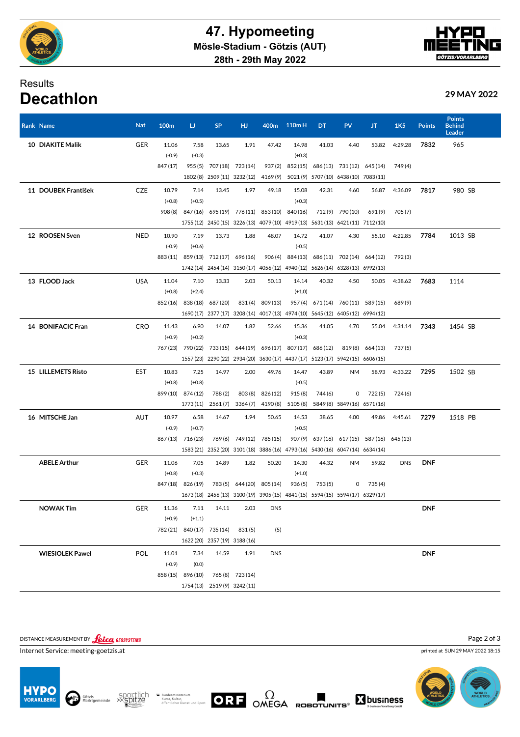# 47. Hypomeeting

**Mösle-Stadium - Götzis (AUT)**

**28th - 29th May 2022**

## Results

# Decathlon

**29 MAY 2022**

| Rank | Name | Nat | 100m | LJ | SP | HJ | 400m | 110m H | DT | PV | JT | 1K5 | Points | Points Behind Leader |
|---|---|---|---|---|---|---|---|---|---|---|---|---|---|---|
| 10 | DIAKITE Malik | GER | 11.06 | 7.58 | 13.65 | 1.91 | 47.42 | 14.98 | 41.03 | 4.40 | 53.82 | 4:29.28 | 7832 | 965 |
| | | | (-0.9) | (-0.3) | | | | (+0.3) | | | | | | |
| | | | 847 (17) | 955 (5) | 707 (18) | 723 (14) | 937 (2) | 852 (15) | 686 (13) | 731 (12) | 645 (14) | 749 (4) | | |
| | | | | 1802 (8) | 2509 (11) | 3232 (12) | 4169 (9) | 5021 (9) | 5707 (10) | 6438 (10) | 7083 (11) | | | |
| 11 | DOUBEK František | CZE | 10.79 | 7.14 | 13.45 | 1.97 | 49.18 | 15.08 | 42.31 | 4.60 | 56.87 | 4:36.09 | 7817 | 980 SB |
| | | | (+0.8) | (+0.5) | | | | (+0.3) | | | | | | |
| | | | 908 (8) | 847 (16) | 695 (19) | 776 (11) | 853 (10) | 840 (16) | 712 (9) | 790 (10) | 691 (9) | 705 (7) | | |
| | | | | 1755 (12) | 2450 (15) | 3226 (13) | 4079 (10) | 4919 (13) | 5631 (13) | 6421 (11) | 7112 (10) | | | |
| 12 | ROOSEN Sven | NED | 10.90 | 7.19 | 13.73 | 1.88 | 48.07 | 14.72 | 41.07 | 4.30 | 55.10 | 4:22.85 | 7784 | 1013 SB |
| | | | (-0.9) | (+0.6) | | | | (-0.5) | | | | | | |
| | | | 883 (11) | 859 (13) | 712 (17) | 696 (16) | 906 (4) | 884 (13) | 686 (11) | 702 (14) | 664 (12) | 792 (3) | | |
| | | | | 1742 (14) | 2454 (14) | 3150 (17) | 4056 (12) | 4940 (12) | 5626 (14) | 6328 (13) | 6992 (13) | | | |
| 13 | FLOOD Jack | USA | 11.04 | 7.10 | 13.33 | 2.03 | 50.13 | 14.14 | 40.32 | 4.50 | 50.05 | 4:38.62 | 7683 | 1114 |
| | | | (+0.8) | (+2.4) | | | | (+1.0) | | | | | | |
| | | | 852 (16) | 838 (18) | 687 (20) | 831 (4) | 809 (13) | 957 (4) | 671 (14) | 760 (11) | 589 (15) | 689 (9) | | |
| | | | | 1690 (17) | 2377 (17) | 3208 (14) | 4017 (13) | 4974 (10) | 5645 (12) | 6405 (12) | 6994 (12) | | | |
| 14 | BONIFACIC Fran | CRO | 11.43 | 6.90 | 14.07 | 1.82 | 52.66 | 15.36 | 41.05 | 4.70 | 55.04 | 4:31.14 | 7343 | 1454 SB |
| | | | (+0.9) | (+0.2) | | | | (+0.3) | | | | | | |
| | | | 767 (23) | 790 (22) | 733 (15) | 644 (19) | 696 (17) | 807 (17) | 686 (12) | 819 (8) | 664 (13) | 737 (5) | | |
| | | | | 1557 (23) | 2290 (22) | 2934 (20) | 3630 (17) | 4437 (17) | 5123 (17) | 5942 (15) | 6606 (15) | | | |
| 15 | LILLEMETS Risto | EST | 10.83 | 7.25 | 14.97 | 2.00 | 49.76 | 14.47 | 43.89 | NM | 58.93 | 4:33.22 | 7295 | 1502 SB |
| | | | (+0.8) | (+0.8) | | | | (-0.5) | | | | | | |
| | | | 899 (10) | 874 (12) | 788 (2) | 803 (8) | 826 (12) | 915 (8) | 744 (6) | 0 | 722 (5) | 724 (6) | | |
| | | | | 1773 (11) | 2561 (7) | 3364 (7) | 4190 (8) | 5105 (8) | 5849 (8) | 5849 (16) | 6571 (16) | | | |
| 16 | MITSCHE Jan | AUT | 10.97 | 6.58 | 14.67 | 1.94 | 50.65 | 14.53 | 38.65 | 4.00 | 49.86 | 4:45.61 | 7279 | 1518 PB |
| | | | (-0.9) | (+0.7) | | | | (+0.5) | | | | | | |
| | | | 867 (13) | 716 (23) | 769 (6) | 749 (12) | 785 (15) | 907 (9) | 637 (16) | 617 (15) | 587 (16) | 645 (13) | | |
| | | | | 1583 (21) | 2352 (20) | 3101 (18) | 3886 (16) | 4793 (16) | 5430 (16) | 6047 (14) | 6634 (14) | | | |
| | ABELE Arthur | GER | 11.06 | 7.05 | 14.89 | 1.82 | 50.20 | 14.30 | 44.32 | NM | 59.82 | DNS | DNF | |
| | | | (+0.8) | (-0.3) | | | | (+1.0) | | | | | | |
| | | | 847 (18) | 826 (19) | 783 (5) | 644 (20) | 805 (14) | 936 (5) | 753 (5) | 0 | 735 (4) | | | |
| | | | | 1673 (18) | 2456 (13) | 3100 (19) | 3905 (15) | 4841 (15) | 5594 (15) | 5594 (17) | 6329 (17) | | | |
| | NOWAK Tim | GER | 11.36 | 7.11 | 14.11 | 2.03 | DNS | | | | | | DNF | |
| | | | (+0.9) | (+1.1) | | | | | | | | | | |
| | | | 782 (21) | 840 (17) | 735 (14) | 831 (5) | (5) | | | | | | | |
| | | | | 1622 (20) | 2357 (19) | 3188 (16) | | | | | | | | |
| | WIESIOLEK Pawel | POL | 11.01 | 7.34 | 14.59 | 1.91 | DNS | | | | | | DNF | |
| | | | (-0.9) | (0.0) | | | | | | | | | | |
| | | | 858 (15) | 896 (10) | 765 (8) | 723 (14) | | | | | | | | |
| | | | | 1754 (13) | 2519 (9) | 3242 (11) | | | | | | | | |

DISTANCE MEASUREMENT BY Leica GEOSYSTEMS

Internet Service: meeting-goetzis.at

printed at SUN 29 MAY 2022 18:15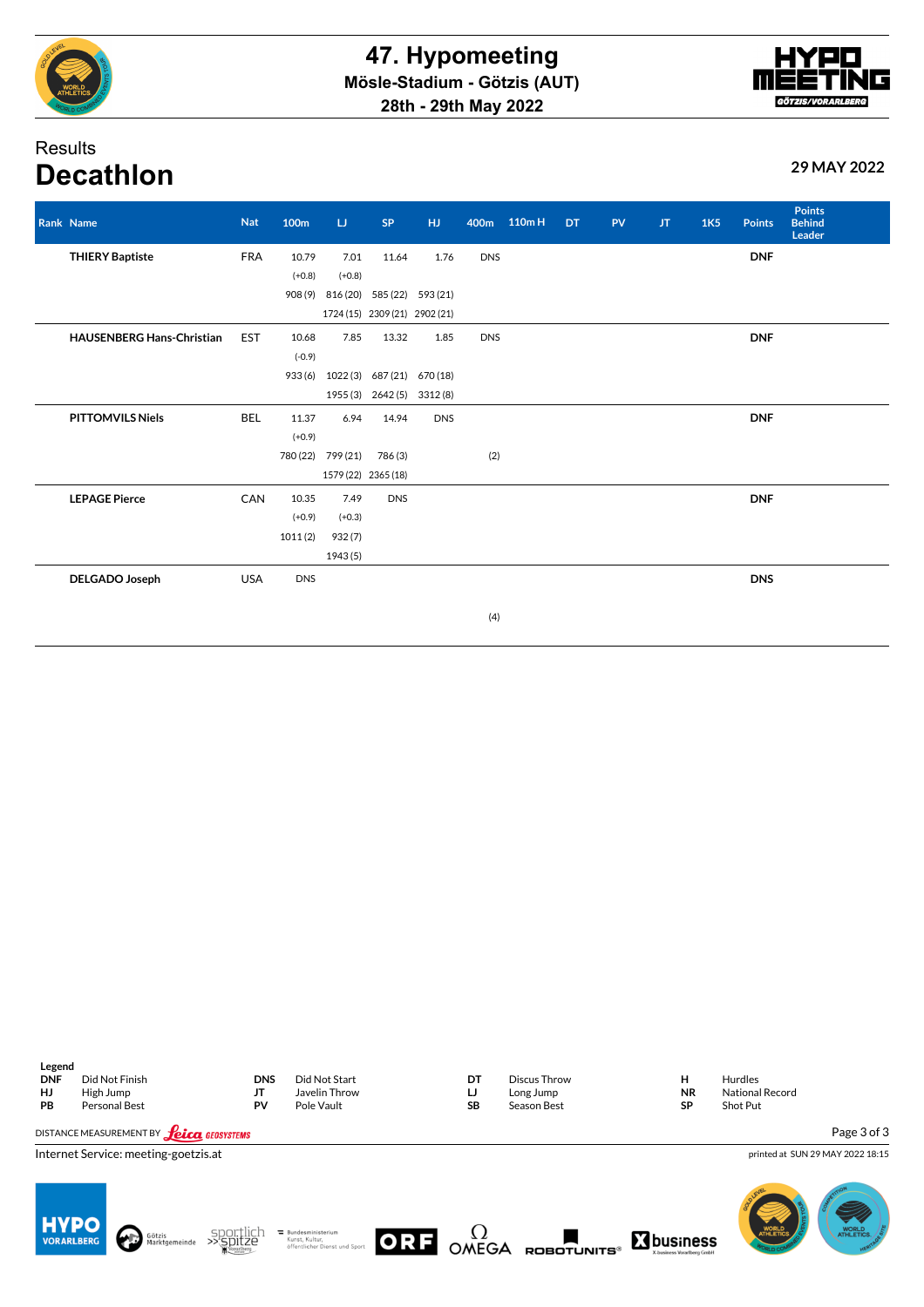# 47. Hypomeeting

**Mösle-Stadium - Götzis (AUT)**

**28th - 29th May 2022**

## Results

# Decathlon

**29 MAY 2022**

| Rank | Name | Nat | 100m | LJ | SP | HJ | 400m | 110m H | DT | PV | JT | 1K5 | Points | Points Behind Leader |
|---|---|---|---|---|---|---|---|---|---|---|---|---|---|---|
| | **THIERY Baptiste** | FRA | 10.79 | 7.01 | 11.64 | 1.76 | DNS | | | | | | **DNF** | |
| | | | (+0.8) | (+0.8) | | | | | | | | | | |
| | | | 908 (9) | 816 (20) | 585 (22) | 593 (21) | | | | | | | | |
| | | | | 1724 (15) | 2309 (21) | 2902 (21) | | | | | | | | |
| | **HAUSENBERG Hans-Christian** | EST | 10.68 | 7.85 | 13.32 | 1.85 | DNS | | | | | | **DNF** | |
| | | | (-0.9) | | | | | | | | | | | |
| | | | 933 (6) | 1022 (3) | 687 (21) | 670 (18) | | | | | | | | |
| | | | | 1955 (3) | 2642 (5) | 3312 (8) | | | | | | | | |
| | **PITTOMVILS Niels** | BEL | 11.37 | 6.94 | 14.94 | DNS | | | | | | | **DNF** | |
| | | | (+0.9) | | | | | | | | | | | |
| | | | 780 (22) | 799 (21) | 786 (3) | | (2) | | | | | | | |
| | | | | 1579 (22) | 2365 (18) | | | | | | | | | |
| | **LEPAGE Pierce** | CAN | 10.35 | 7.49 | DNS | | | | | | | | **DNF** | |
| | | | (+0.9) | (+0.3) | | | | | | | | | | |
| | | | 1011 (2) | 932 (7) | | | | | | | | | | |
| | | | | 1943 (5) | | | | | | | | | | |
| | **DELGADO Joseph** | USA | DNS | | | | | | | | | | **DNS** | |
| | | | | | | | (4) | | | | | | | |

**Legend**

| | | | | | | | |
|---|---|---|---|---|---|---|---|
| **DNF** | Did Not Finish | **DNS** | Did Not Start | **DT** | Discus Throw | **H** | Hurdles |
| **HJ** | High Jump | **JT** | Javelin Throw | **LJ** | Long Jump | **NR** | National Record |
| **PB** | Personal Best | **PV** | Pole Vault | **SB** | Season Best | **SP** | Shot Put |

DISTANCE MEASUREMENT BY Leica GEOSYSTEMS

Internet Service: meeting-goetzis.at

printed at SUN 29 MAY 2022 18:15